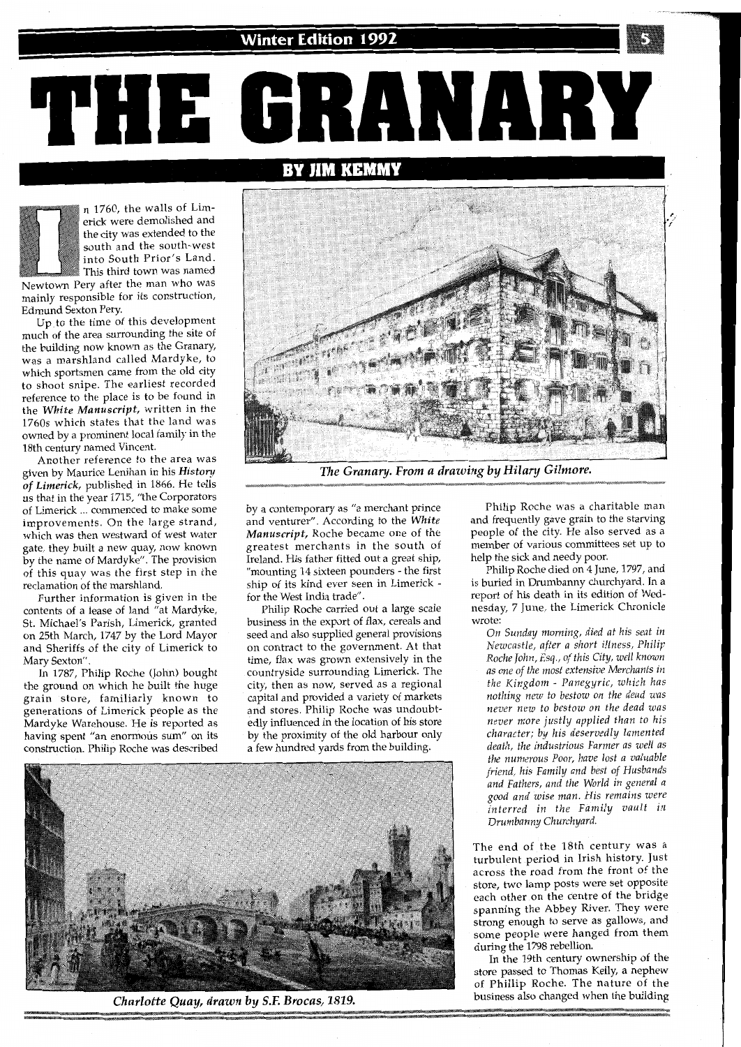# THE GRANARY

## BY JIM KEMMY

In 1760, the walls of Limerick were demolished and the city was extended to the south and the south-west into South Prior's Land. This third town was named Newtown Pery after the man who was mainly responsible for its construction, Edmund Sexton Pery.

Up to the time of this development much of the area surrounding the site of the building now known as the Granary, was a marshland called Mardyke, to which sportsmen came from the old city to shoot snipe. The earliest recorded reference to the place is to be found in the *White Manuscript*, written in the 1760s which states that the land was owned by a prominent local family in the 18th century named Vincent.

Another reference to the area was given by Maurice Lenihan in his *History of Limerick*, published in 1866. He tells us that in the year 1715, "the Corporators of Limerick ... commenced to make some improvements. On the large strand, which was then westward of west water gate, they built a new quay, now known by the name of Mardyke". The provision of this quay was the first step in the reclamation of the marshland.

Further information is given in the contents of a lease of land "at Mardyke, St. Michael's Parish, Limerick, granted on 25th March, 1747 by the Lord Mayor and Sheriffs of the city of Limerick to Mary Sexton".

In 1787, Philip Roche (John) bought the ground on which he built the huge grain store, familiarly known to generations of Limerick people as the Mardyke Warehouse. He is reported as having spent "an enormous sum" on its construction. Philip Roche was described by a contemporary as "a merchant prince and venturer". According to the *White Manuscript*, Roche became one of the greatest merchants in the south of Ireland. His father fitted out a great ship, "mounting 14 sixteen pounders - the first ship of its kind ever seen in Limerick - for the West India trade".

*The Granary. From a drawing by Hilary Gilmore.*

Philip Roche carried out a large scale business in the export of flax, cereals and seed and also supplied general provisions on contract to the government. At that time, flax was grown extensively in the countryside surrounding Limerick. The city, then as now, served as a regional capital and provided a variety of markets and stores. Philip Roche was undoubtedly influenced in the location of his store by the proximity of the old harbour only a few hundred yards from the building.

Philip Roche was a charitable man and frequently gave grain to the starving people of the city. He also served as a member of various committees set up to help the sick and needy poor.

Philip Roche died on 4 June, 1797, and is buried in Drumbanny churchyard. In a report of his death in its edition of Wednesday, 7 June, the Limerick Chronicle wrote:

> *On Sunday morning, died at his seat in Newcastle, after a short illness, Philip Roche John, Esq., of this City, well known as one of the most extensive Merchants in the Kingdom - Panegyric, which has nothing new to bestow on the dead was never new to bestow on the dead was never more justly applied than to his character; by his deservedly lamented death, the industrious Farmer as well as the numerous Poor, have lost a valuable friend, his Family and best of Husbands and Fathers, and the World in general a good and wise man. His remains were interred in the Family vault in Drumbanny Churchyard.*

The end of the 18th century was a turbulent period in Irish history. Just across the road from the front of the store, two lamp posts were set opposite each other on the centre of the bridge spanning the Abbey River. They were strong enough to serve as gallows, and some people were hanged from them during the 1798 rebellion.

In the 19th century ownership of the store passed to Thomas Kelly, a nephew of Phillip Roche. The nature of the business also changed when the building

*Charlotte Quay, drawn by S.F. Brocas, 1819.*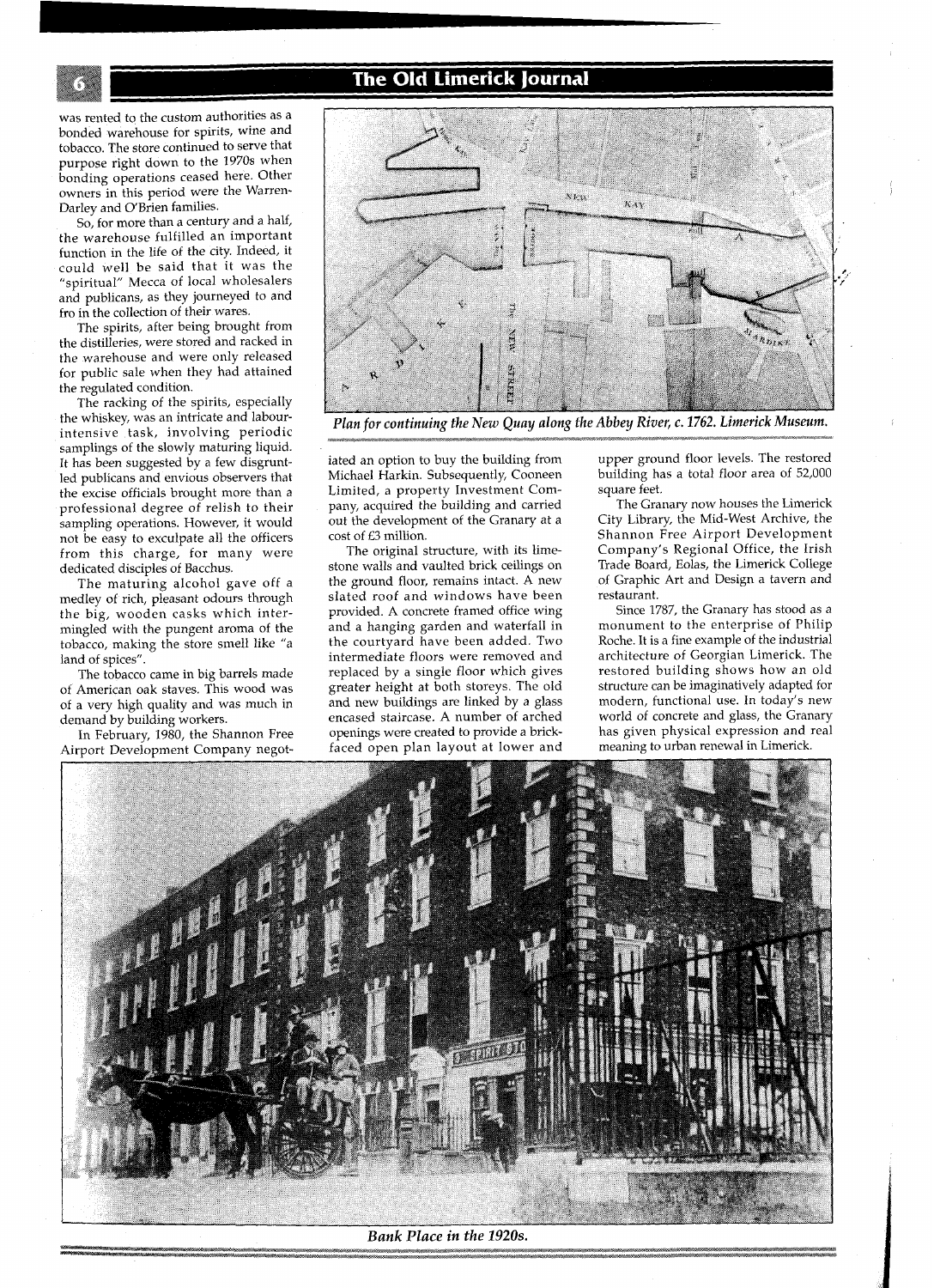was rented to the custom authorities as a bonded warehouse for spirits, wine and tobacco. The store continued to serve that purpose right down to the 1970s when bonding operations ceased here. Other owners in this period were the Warren-Darley and O'Brien families.

So, for more than a century and a half, the warehouse fulfilled an important function in the life of the city. Indeed, it could well be said that it was the "spiritual" Mecca of local wholesalers and publicans, as they journeyed to and fro in the collection of their wares.

The spirits, after being brought from the distilleries, were stored and racked in the warehouse and were only released for public sale when they had attained the regulated condition.

The racking of the spirits, especially the whiskey, was an intricate and labour-intensive task, involving periodic samplings of the slowly maturing liquid. It has been suggested by a few disgruntled publicans and envious observers that the excise officials brought more than a professional degree of relish to their sampling operations. However, it would not be easy to exculpate all the officers from this charge, for many were dedicated disciples of Bacchus.

The maturing alcohol gave off a medley of rich, pleasant odours through the big, wooden casks which intermingled with the pungent aroma of the tobacco, making the store smell like "a land of spices".

The tobacco came in big barrels made of American oak staves. This wood was of a very high quality and was much in demand by building workers.

In February, 1980, the Shannon Free Airport Development Company negotiated an option to buy the building from Michael Harkin. Subsequently, Cooneen Limited, a property Investment Company, acquired the building and carried out the development of the Granary at a cost of £3 million.

The original structure, with its limestone walls and vaulted brick ceilings on the ground floor, remains intact. A new slated roof and windows have been provided. A concrete framed office wing and a hanging garden and waterfall in the courtyard have been added. Two intermediate floors were removed and replaced by a single floor which gives greater height at both storeys. The old and new buildings are linked by a glass encased staircase. A number of arched openings were created to provide a brick-faced open plan layout at lower and upper ground floor levels. The restored building has a total floor area of 52,000 square feet.

The Granary now houses the Limerick City Library, the Mid-West Archive, the Shannon Free Airport Development Company's Regional Office, the Irish Trade Board, Eolas, the Limerick College of Graphic Art and Design a tavern and restaurant.

Since 1787, the Granary has stood as a monument to the enterprise of Philip Roche. It is a fine example of the industrial architecture of Georgian Limerick. The restored building shows how an old structure can be imaginatively adapted for modern, functional use. In today's new world of concrete and glass, the Granary has given physical expression and real meaning to urban renewal in Limerick.

*Plan for continuing the New Quay along the Abbey River, c. 1762. Limerick Museum.*

*Bank Place in the 1920s.*